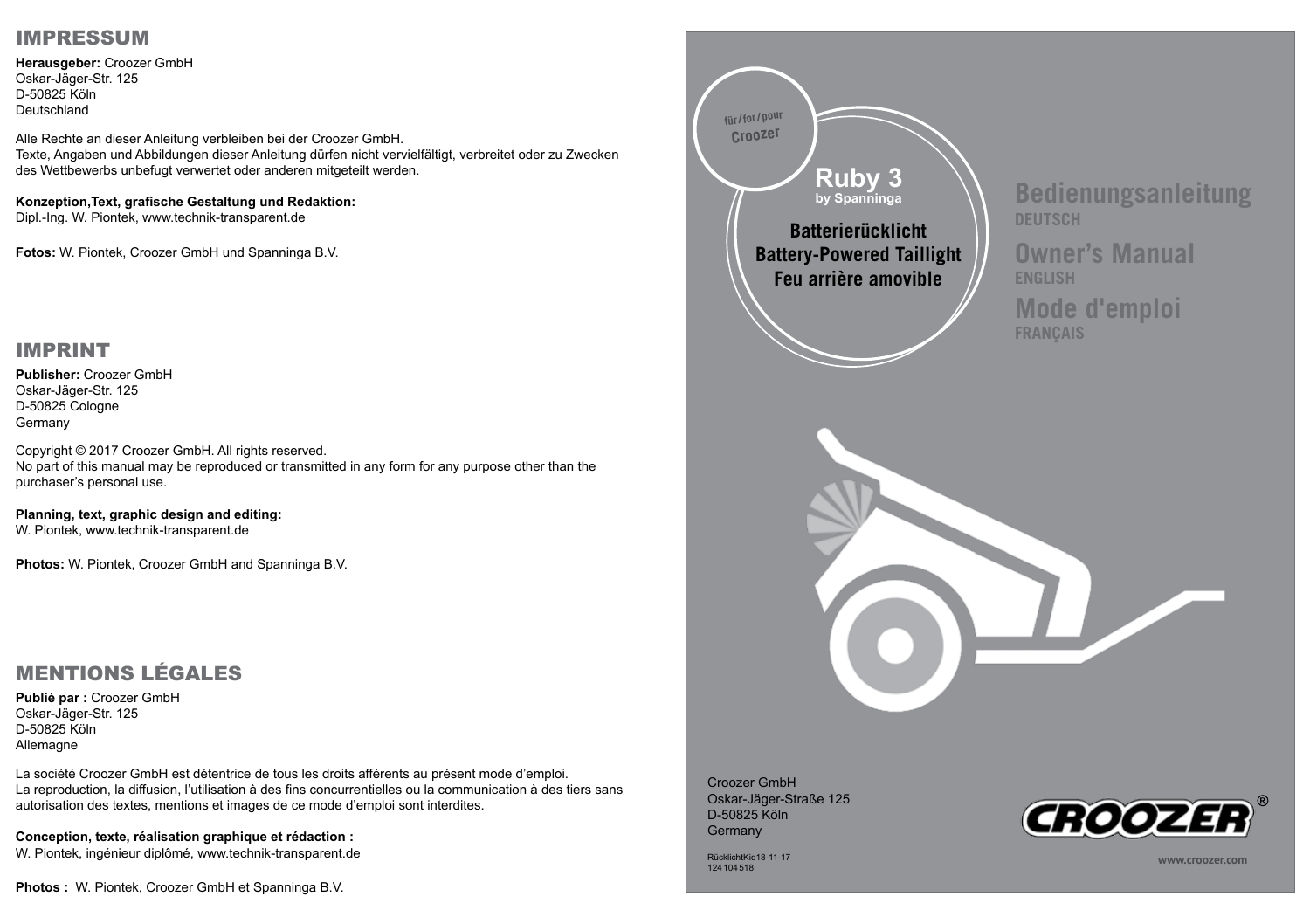# IMPRESSUM

**Herausgeber:** Croozer GmbH
Oskar-Jäger-Str. 125
D-50825 Köln
Deutschland

Alle Rechte an dieser Anleitung verbleiben bei der Croozer GmbH.
Texte, Angaben und Abbildungen dieser Anleitung dürfen nicht vervielfältigt, verbreitet oder zu Zwecken des Wettbewerbs unbefugt verwertet oder anderen mitgeteilt werden.

**Konzeption,Text, grafische Gestaltung und Redaktion:**
Dipl.-Ing. W. Piontek, www.technik-transparent.de

**Fotos:** W. Piontek, Croozer GmbH und Spanninga B.V.

# IMPRINT

**Publisher:** Croozer GmbH
Oskar-Jäger-Str. 125
D-50825 Cologne
Germany

Copyright © 2017 Croozer GmbH. All rights reserved.
No part of this manual may be reproduced or transmitted in any form for any purpose other than the purchaser's personal use.

**Planning, text, graphic design and editing:**
W. Piontek, www.technik-transparent.de

**Photos:** W. Piontek, Croozer GmbH and Spanninga B.V.

# MENTIONS LÉGALES

**Publié par :** Croozer GmbH
Oskar-Jäger-Str. 125
D-50825 Köln
Allemagne

La société Croozer GmbH est détentrice de tous les droits afférents au présent mode d'emploi.
La reproduction, la diffusion, l'utilisation à des fins concurrentielles ou la communication à des tiers sans autorisation des textes, mentions et images de ce mode d'emploi sont interdites.

**Conception, texte, réalisation graphique et rédaction :**
W. Piontek, ingénieur diplômé, www.technik-transparent.de

**Photos :** W. Piontek, Croozer GmbH et Spanninga B.V.

für/for/pour
Croozer

# Ruby 3
**by Spanninga**

**Batterierücklicht**
**Battery-Powered Taillight**
**Feu arrière amovible**

## Bedienungsanleitung
DEUTSCH

## Owner's Manual
ENGLISH

## Mode d'emploi
FRANÇAIS

Croozer GmbH
Oskar-Jäger-Straße 125
D-50825 Köln
Germany

RücklichtKid18-11-17
124 104 518

CROOZER®

www.croozer.com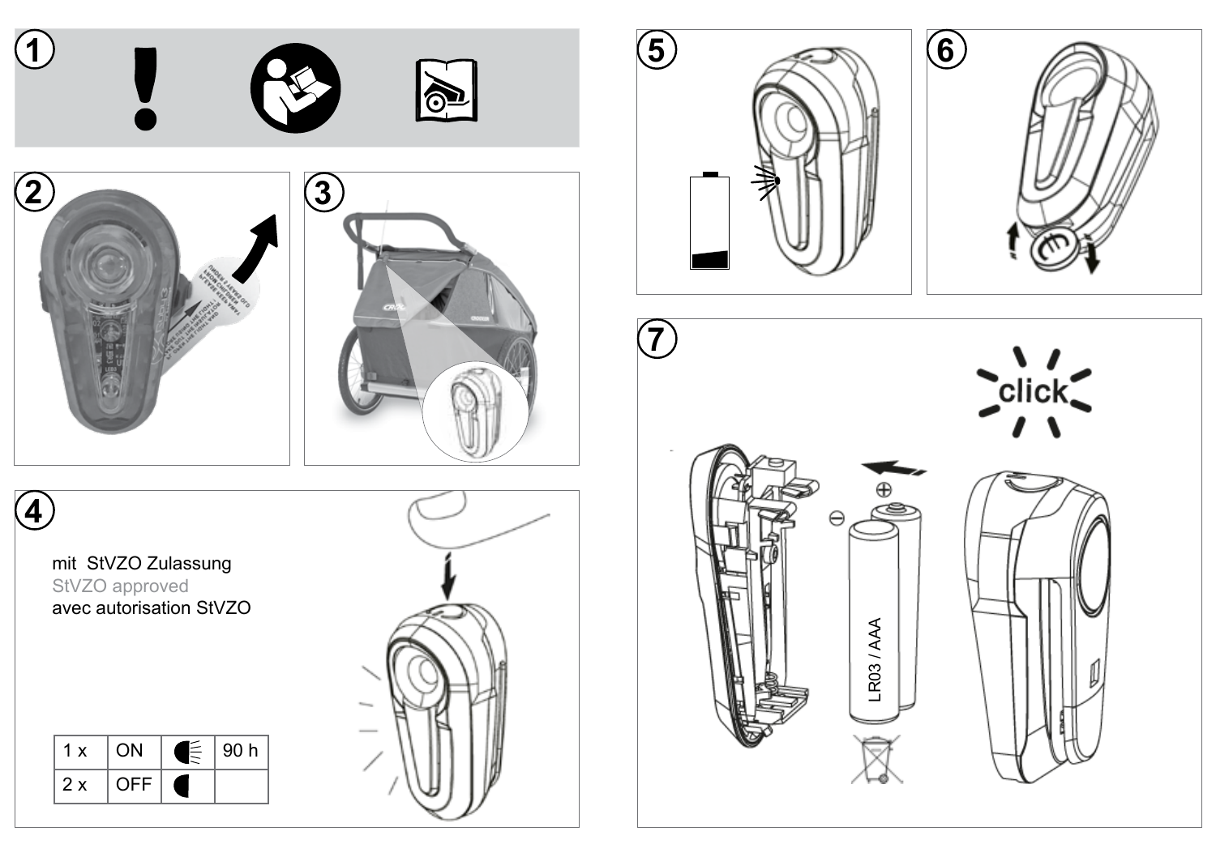1

2

3

4

mit StVZO Zulassung

StVZO approved

avec autorisation StVZO

| | | | |
|---|---|---|---|
| 1 x | ON | | 90 h |
| 2 x | OFF | | |

5

6

7

click

LR03 / AAA